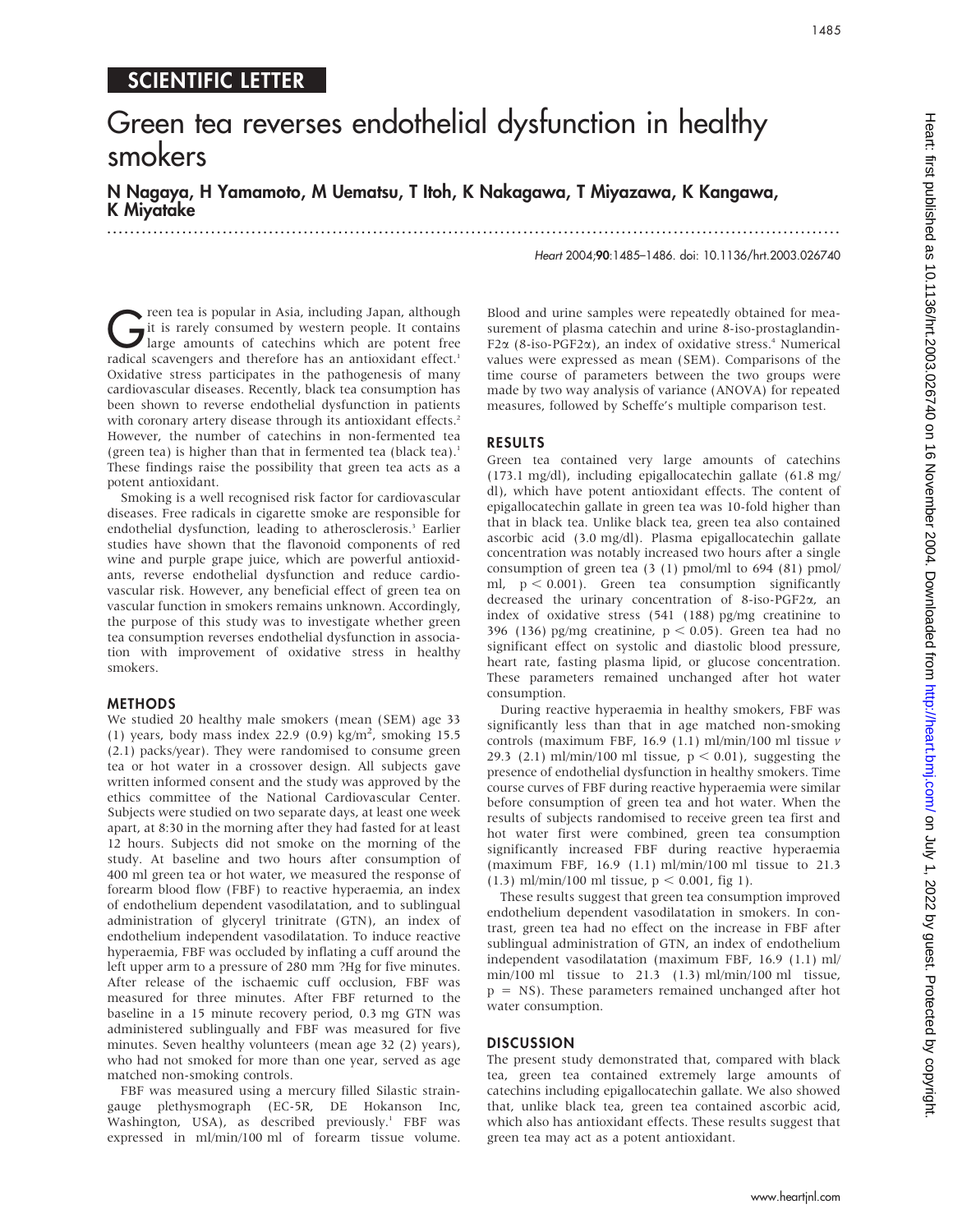## SCIENTIFIC LETTER

# Green tea reverses endothelial dysfunction in healthy smokers

**N Nagaya, H Yamamoto, M Uematsu, T Itoh, K Nakagawa, T Miyazawa, K Kangawa, K Miyatake**

Heart 2004;**90**:1485–1486. doi: 10.1136/hrt.2003.026740

Green tea is popular in Asia, including Japan, although it is rarely consumed by western people. It contains large amounts of catechins which are potent free radical scavengers and therefore has an antioxidant effect.[1] Oxidative stress participates in the pathogenesis of many cardiovascular diseases. Recently, black tea consumption has been shown to reverse endothelial dysfunction in patients with coronary artery disease through its antioxidant effects.[2] However, the number of catechins in non-fermented tea (green tea) is higher than that in fermented tea (black tea).[1] These findings raise the possibility that green tea acts as a potent antioxidant.

Smoking is a well recognised risk factor for cardiovascular diseases. Free radicals in cigarette smoke are responsible for endothelial dysfunction, leading to atherosclerosis.[3] Earlier studies have shown that the flavonoid components of red wine and purple grape juice, which are powerful antioxidants, reverse endothelial dysfunction and reduce cardiovascular risk. However, any beneficial effect of green tea on vascular function in smokers remains unknown. Accordingly, the purpose of this study was to investigate whether green tea consumption reverses endothelial dysfunction in association with improvement of oxidative stress in healthy smokers.

## METHODS

We studied 20 healthy male smokers (mean (SEM) age 33 (1) years, body mass index 22.9 (0.9) kg/m$^2$, smoking 15.5 (2.1) packs/year). They were randomised to consume green tea or hot water in a crossover design. All subjects gave written informed consent and the study was approved by the ethics committee of the National Cardiovascular Center. Subjects were studied on two separate days, at least one week apart, at 8:30 in the morning after they had fasted for at least 12 hours. Subjects did not smoke on the morning of the study. At baseline and two hours after consumption of 400 ml green tea or hot water, we measured the response of forearm blood flow (FBF) to reactive hyperaemia, an index of endothelium dependent vasodilatation, and to sublingual administration of glyceryl trinitrate (GTN), an index of endothelium independent vasodilatation. To induce reactive hyperaemia, FBF was occluded by inflating a cuff around the left upper arm to a pressure of 280 mm ?Hg for five minutes. After release of the ischaemic cuff occlusion, FBF was measured for three minutes. After FBF returned to the baseline in a 15 minute recovery period, 0.3 mg GTN was administered sublingually and FBF was measured for five minutes. Seven healthy volunteers (mean age 32 (2) years), who had not smoked for more than one year, served as age matched non-smoking controls.

FBF was measured using a mercury filled Silastic strain-gauge plethysmograph (EC-5R, DE Hokanson Inc, Washington, USA), as described previously.[1] FBF was expressed in ml/min/100 ml of forearm tissue volume. Blood and urine samples were repeatedly obtained for measurement of plasma catechin and urine 8-iso-prostaglandin-F2α (8-iso-PGF2α), an index of oxidative stress.[4] Numerical values were expressed as mean (SEM). Comparisons of the time course of parameters between the two groups were made by two way analysis of variance (ANOVA) for repeated measures, followed by Scheffe's multiple comparison test.

## RESULTS

Green tea contained very large amounts of catechins (173.1 mg/dl), including epigallocatechin gallate (61.8 mg/dl), which have potent antioxidant effects. The content of epigallocatechin gallate in green tea was 10-fold higher than that in black tea. Unlike black tea, green tea also contained ascorbic acid (3.0 mg/dl). Plasma epigallocatechin gallate concentration was notably increased two hours after a single consumption of green tea (3 (1) pmol/ml to 694 (81) pmol/ml, $p < 0.001$). Green tea consumption significantly decreased the urinary concentration of 8-iso-PGF2α, an index of oxidative stress (541 (188) pg/mg creatinine to 396 (136) pg/mg creatinine, $p < 0.05$). Green tea had no significant effect on systolic and diastolic blood pressure, heart rate, fasting plasma lipid, or glucose concentration. These parameters remained unchanged after hot water consumption.

During reactive hyperaemia in healthy smokers, FBF was significantly less than that in age matched non-smoking controls (maximum FBF, 16.9 (1.1) ml/min/100 ml tissue *v* 29.3 (2.1) ml/min/100 ml tissue, $p < 0.01$), suggesting the presence of endothelial dysfunction in healthy smokers. Time course curves of FBF during reactive hyperaemia were similar before consumption of green tea and hot water. When the results of subjects randomised to receive green tea first and hot water first were combined, green tea consumption significantly increased FBF during reactive hyperaemia (maximum FBF, 16.9 (1.1) ml/min/100 ml tissue to 21.3 (1.3) ml/min/100 ml tissue, $p < 0.001$, fig 1).

These results suggest that green tea consumption improved endothelium dependent vasodilatation in smokers. In contrast, green tea had no effect on the increase in FBF after sublingual administration of GTN, an index of endothelium independent vasodilatation (maximum FBF, 16.9 (1.1) ml/min/100 ml tissue to 21.3 (1.3) ml/min/100 ml tissue, p = NS). These parameters remained unchanged after hot water consumption.

## DISCUSSION

The present study demonstrated that, compared with black tea, green tea contained extremely large amounts of catechins including epigallocatechin gallate. We also showed that, unlike black tea, green tea contained ascorbic acid, which also has antioxidant effects. These results suggest that green tea may act as a potent antioxidant.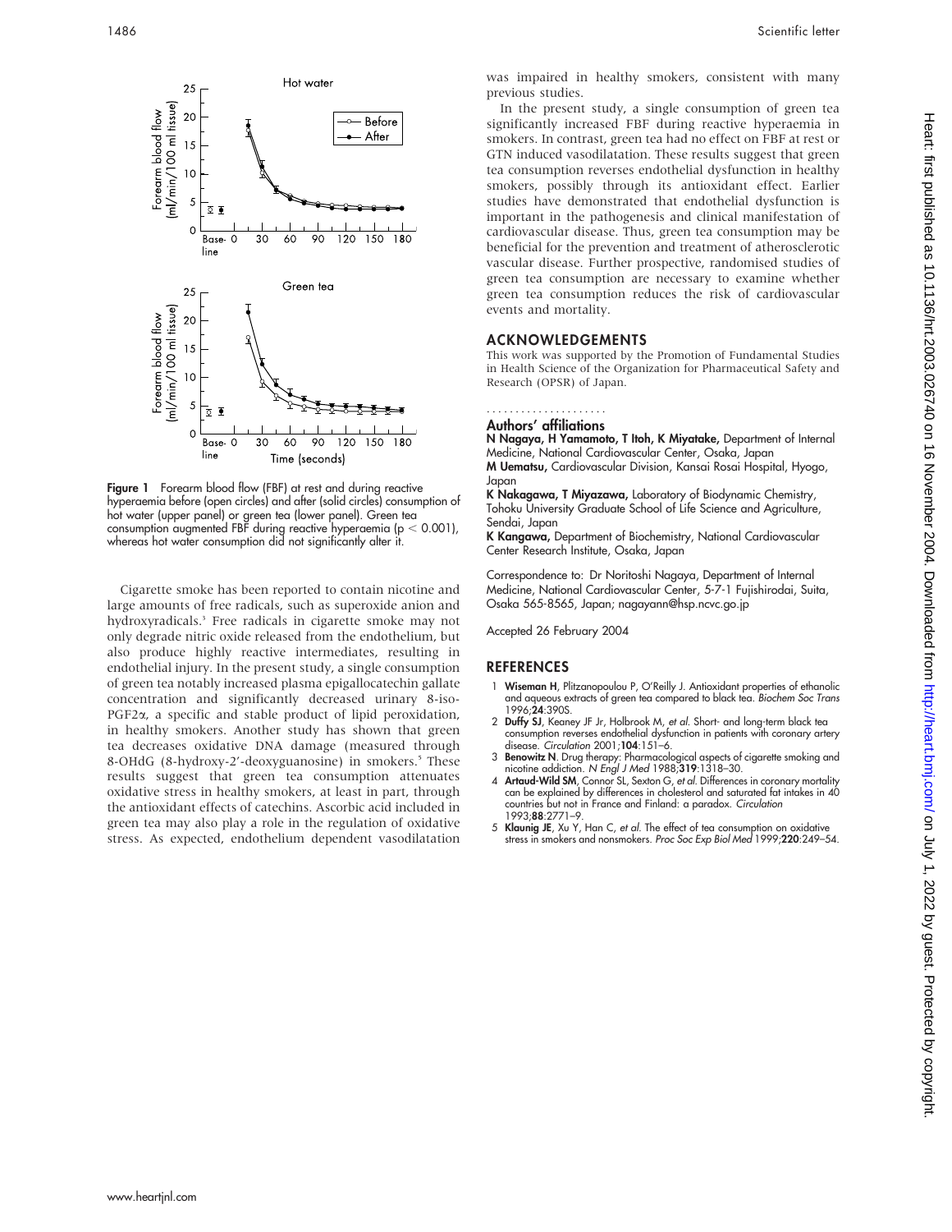Hot water

Forearm blood flow (ml/min/100 ml tissue)

25
20
15
10
5
0

Before
After

Base-line 0 30 60 90 120 150 180

Green tea

Forearm blood flow (ml/min/100 ml tissue)

25
20
15
10
5
0

Base-line 0 30 60 90 120 150 180

Time (seconds)

**Figure 1** Forearm blood flow (FBF) at rest and during reactive hyperaemia before (open circles) and after (solid circles) consumption of hot water (upper panel) or green tea (lower panel). Green tea consumption augmented FBF during reactive hyperaemia ($p < 0.001$), whereas hot water consumption did not significantly alter it.

Cigarette smoke has been reported to contain nicotine and large amounts of free radicals, such as superoxide anion and hydroxyradicals.[3] Free radicals in cigarette smoke may not only degrade nitric oxide released from the endothelium, but also produce highly reactive intermediates, resulting in endothelial injury. In the present study, a single consumption of green tea notably increased plasma epigallocatechin gallate concentration and significantly decreased urinary 8-iso-PGF2$\alpha$, a specific and stable product of lipid peroxidation, in healthy smokers. Another study has shown that green tea decreases oxidative DNA damage (measured through 8-OHdG (8-hydroxy-2′-deoxyguanosine) in smokers.[5] These results suggest that green tea consumption attenuates oxidative stress in healthy smokers, at least in part, through the antioxidant effects of catechins. Ascorbic acid included in green tea may also play a role in the regulation of oxidative stress. As expected, endothelium dependent vasodilatation was impaired in healthy smokers, consistent with many previous studies.

In the present study, a single consumption of green tea significantly increased FBF during reactive hyperaemia in smokers. In contrast, green tea had no effect on FBF at rest or GTN induced vasodilatation. These results suggest that green tea consumption reverses endothelial dysfunction in healthy smokers, possibly through its antioxidant effect. Earlier studies have demonstrated that endothelial dysfunction is important in the pathogenesis and clinical manifestation of cardiovascular disease. Thus, green tea consumption may be beneficial for the prevention and treatment of atherosclerotic vascular disease. Further prospective, randomised studies of green tea consumption are necessary to examine whether green tea consumption reduces the risk of cardiovascular events and mortality.

## ACKNOWLEDGEMENTS

This work was supported by the Promotion of Fundamental Studies in Health Science of the Organization for Pharmaceutical Safety and Research (OPSR) of Japan.

### Authors' affiliations

**N Nagaya, H Yamamoto, T Itoh, K Miyatake,** Department of Internal Medicine, National Cardiovascular Center, Osaka, Japan
**M Uematsu,** Cardiovascular Division, Kansai Rosai Hospital, Hyogo, Japan
**K Nakagawa, T Miyazawa,** Laboratory of Biodynamic Chemistry, Tohoku University Graduate School of Life Science and Agriculture, Sendai, Japan
**K Kangawa,** Department of Biochemistry, National Cardiovascular Center Research Institute, Osaka, Japan

Correspondence to: Dr Noritoshi Nagaya, Department of Internal Medicine, National Cardiovascular Center, 5-7-1 Fujishirodai, Suita, Osaka 565-8565, Japan; nagayann@hsp.ncvc.go.jp

Accepted 26 February 2004

## REFERENCES

1. **Wiseman H**, Plitzanopoulou P, O'Reilly J. Antioxidant properties of ethanolic and aqueous extracts of green tea compared to black tea. *Biochem Soc Trans* 1996;**24**:390S.
2. **Duffy SJ**, Keaney JF Jr, Holbrook M, *et al*. Short- and long-term black tea consumption reverses endothelial dysfunction in patients with coronary artery disease. *Circulation* 2001;**104**:151–6.
3. **Benowitz N**. Drug therapy: Pharmacological aspects of cigarette smoking and nicotine addiction. *N Engl J Med* 1988;**319**:1318–30.
4. **Artaud-Wild SM**, Connor SL, Sexton G, *et al*. Differences in coronary mortality can be explained by differences in cholesterol and saturated fat intakes in 40 countries but not in France and Finland: a paradox. *Circulation* 1993;**88**:2771–9.
5. **Klaunig JE**, Xu Y, Han C, *et al*. The effect of tea consumption on oxidative stress in smokers and nonsmokers. *Proc Soc Exp Biol Med* 1999;**220**:249–54.